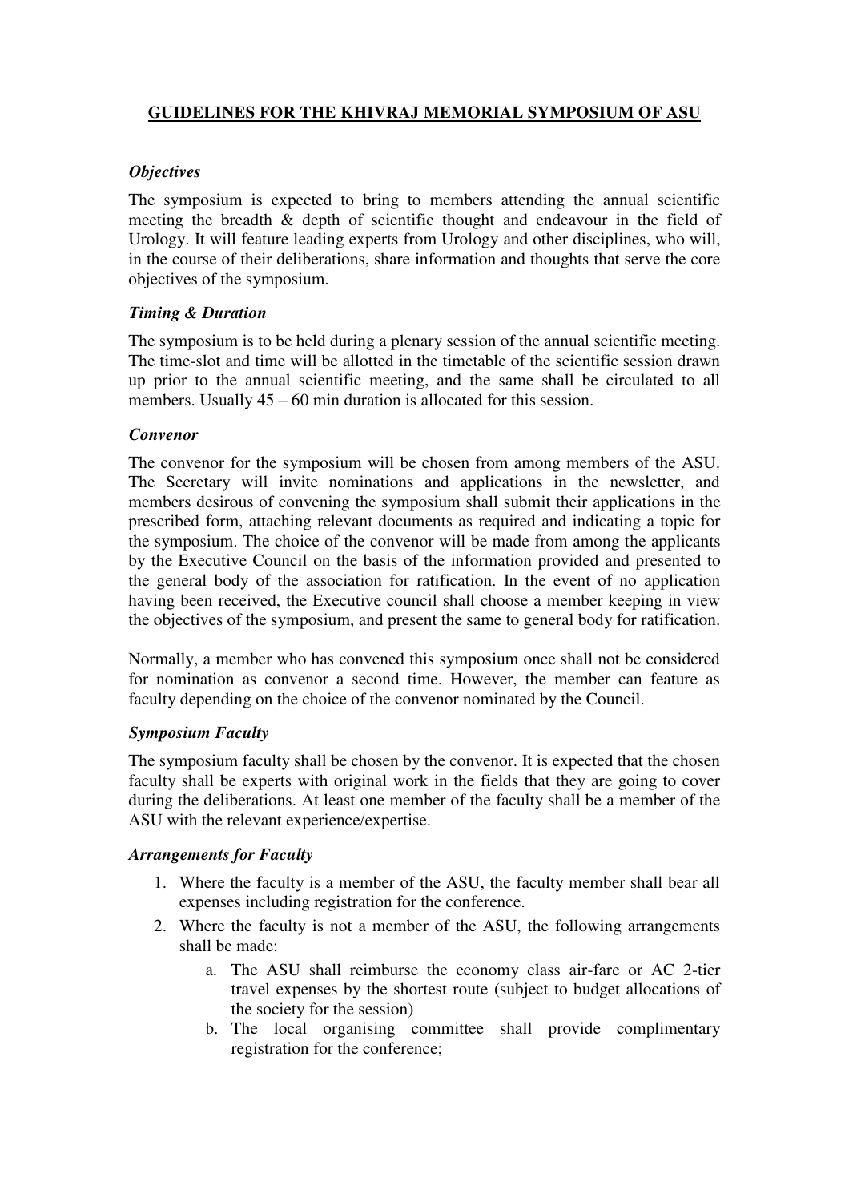# GUIDELINES FOR THE KHIVRAJ MEMORIAL SYMPOSIUM OF ASU

### *Objectives*

The symposium is expected to bring to members attending the annual scientific meeting the breadth & depth of scientific thought and endeavour in the field of Urology. It will feature leading experts from Urology and other disciplines, who will, in the course of their deliberations, share information and thoughts that serve the core objectives of the symposium.

### *Timing & Duration*

The symposium is to be held during a plenary session of the annual scientific meeting. The time-slot and time will be allotted in the timetable of the scientific session drawn up prior to the annual scientific meeting, and the same shall be circulated to all members. Usually 45 – 60 min duration is allocated for this session.

### *Convenor*

The convenor for the symposium will be chosen from among members of the ASU. The Secretary will invite nominations and applications in the newsletter, and members desirous of convening the symposium shall submit their applications in the prescribed form, attaching relevant documents as required and indicating a topic for the symposium. The choice of the convenor will be made from among the applicants by the Executive Council on the basis of the information provided and presented to the general body of the association for ratification. In the event of no application having been received, the Executive council shall choose a member keeping in view the objectives of the symposium, and present the same to general body for ratification.

Normally, a member who has convened this symposium once shall not be considered for nomination as convenor a second time. However, the member can feature as faculty depending on the choice of the convenor nominated by the Council.

### *Symposium Faculty*

The symposium faculty shall be chosen by the convenor. It is expected that the chosen faculty shall be experts with original work in the fields that they are going to cover during the deliberations. At least one member of the faculty shall be a member of the ASU with the relevant experience/expertise.

### *Arrangements for Faculty*

1. Where the faculty is a member of the ASU, the faculty member shall bear all expenses including registration for the conference.
2. Where the faculty is not a member of the ASU, the following arrangements shall be made:
   a. The ASU shall reimburse the economy class air-fare or AC 2-tier travel expenses by the shortest route (subject to budget allocations of the society for the session)
   b. The local organising committee shall provide complimentary registration for the conference;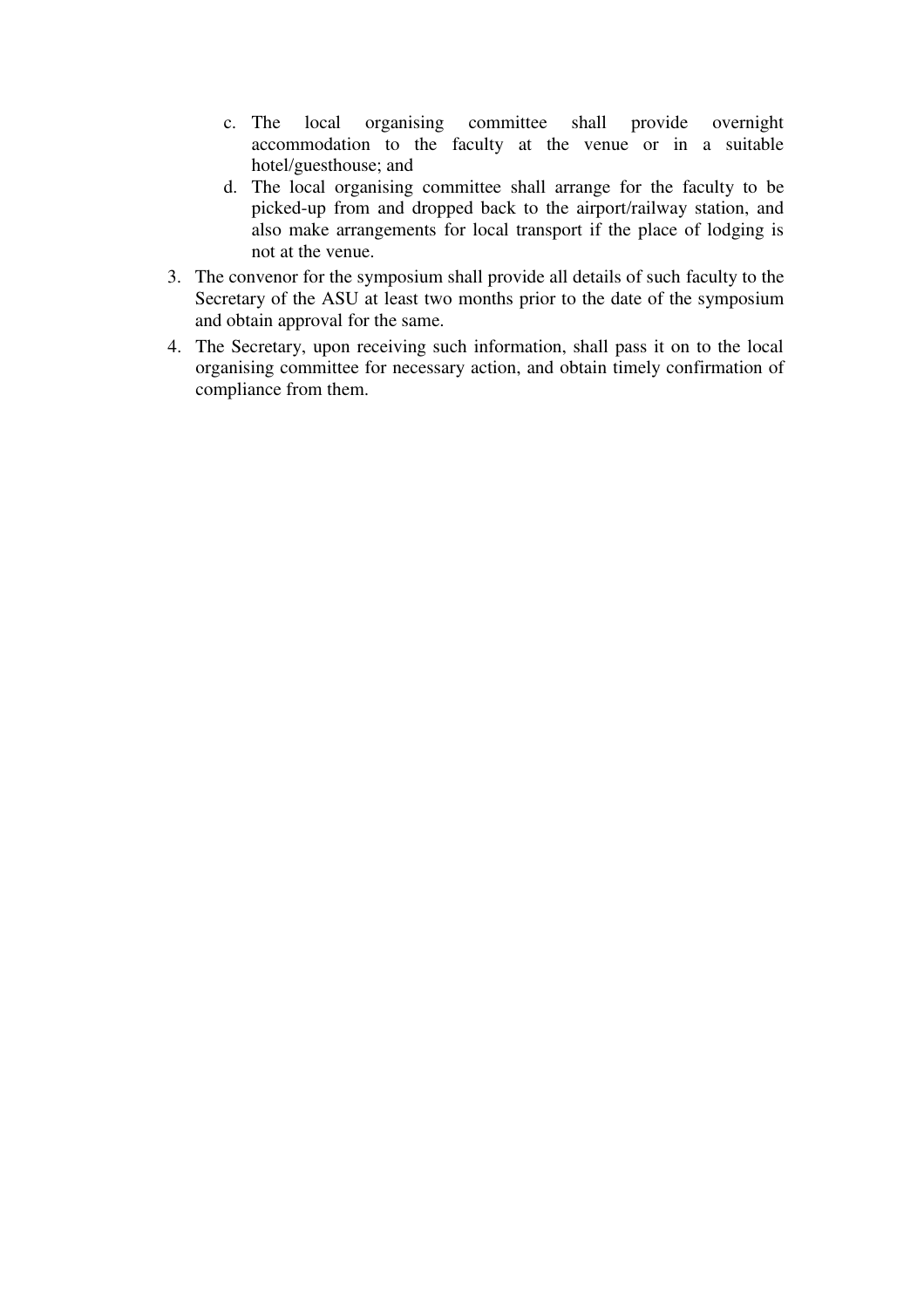c. The local organising committee shall provide overnight accommodation to the faculty at the venue or in a suitable hotel/guesthouse; and
   d. The local organising committee shall arrange for the faculty to be picked-up from and dropped back to the airport/railway station, and also make arrangements for local transport if the place of lodging is not at the venue.

3. The convenor for the symposium shall provide all details of such faculty to the Secretary of the ASU at least two months prior to the date of the symposium and obtain approval for the same.
4. The Secretary, upon receiving such information, shall pass it on to the local organising committee for necessary action, and obtain timely confirmation of compliance from them.